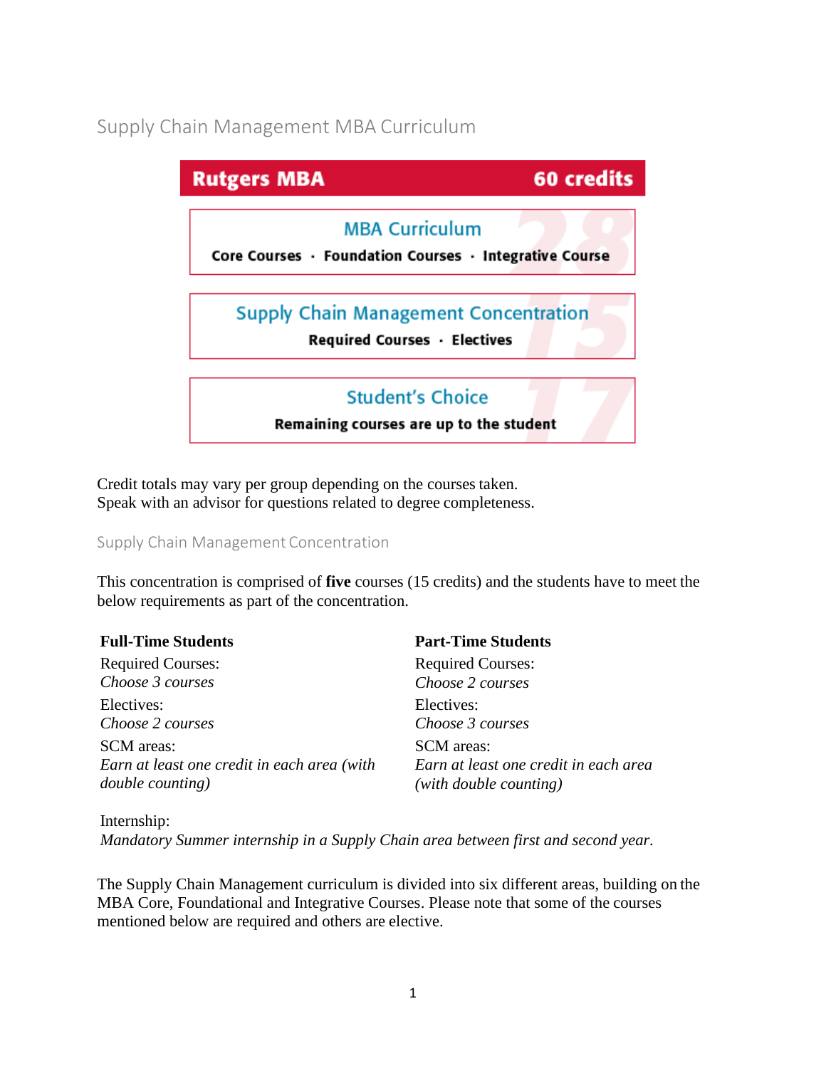# Supply Chain Management MBA Curriculum

**Rutgers MBA** — **60 credits**

**MBA Curriculum** (28)
**Core Courses · Foundation Courses · Integrative Course**

**Supply Chain Management Concentration** (15)
**Required Courses · Electives**

**Student's Choice** (17)
**Remaining courses are up to the student**

Credit totals may vary per group depending on the courses taken.
Speak with an advisor for questions related to degree completeness.

## Supply Chain Management Concentration

This concentration is comprised of **five** courses (15 credits) and the students have to meet the below requirements as part of the concentration.

| **Full-Time Students** | **Part-Time Students** |
|---|---|
| Required Courses: *Choose 3 courses* | Required Courses: *Choose 2 courses* |
| Electives: *Choose 2 courses* | Electives: *Choose 3 courses* |
| SCM areas: *Earn at least one credit in each area (with double counting)* | SCM areas: *Earn at least one credit in each area (with double counting)* |

Internship:
*Mandatory Summer internship in a Supply Chain area between first and second year.*

The Supply Chain Management curriculum is divided into six different areas, building on the MBA Core, Foundational and Integrative Courses. Please note that some of the courses mentioned below are required and others are elective.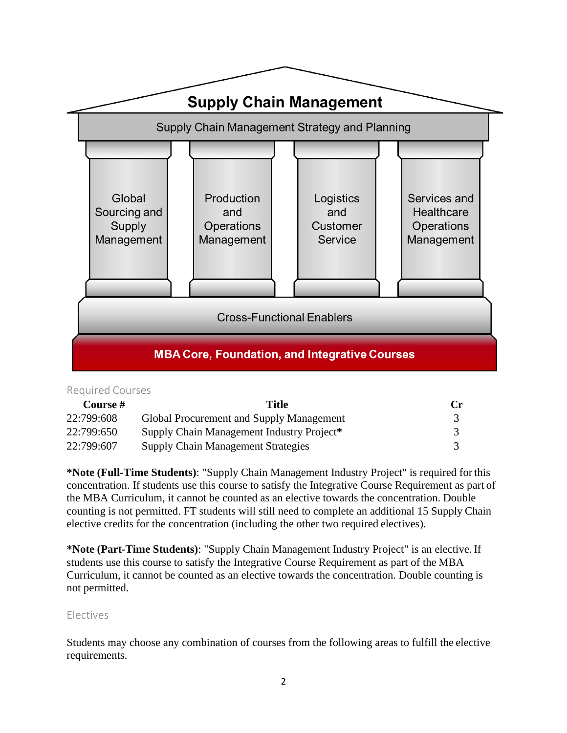Supply Chain Management

Supply Chain Management Strategy and Planning

Global Sourcing and Supply Management

Production and Operations Management

Logistics and Customer Service

Services and Healthcare Operations Management

Cross-Functional Enablers

**MBA Core, Foundation, and Integrative Courses**

## Required Courses

| Course # | Title | Cr |
|---|---|---|
| 22:799:608 | Global Procurement and Supply Management | 3 |
| 22:799:650 | Supply Chain Management Industry Project* | 3 |
| 22:799:607 | Supply Chain Management Strategies | 3 |

***Note (Full-Time Students)**: "Supply Chain Management Industry Project" is required for this concentration. If students use this course to satisfy the Integrative Course Requirement as part of the MBA Curriculum, it cannot be counted as an elective towards the concentration. Double counting is not permitted. FT students will still need to complete an additional 15 Supply Chain elective credits for the concentration (including the other two required electives).

***Note (Part-Time Students)**: "Supply Chain Management Industry Project" is an elective. If students use this course to satisfy the Integrative Course Requirement as part of the MBA Curriculum, it cannot be counted as an elective towards the concentration. Double counting is not permitted.

## Electives

Students may choose any combination of courses from the following areas to fulfill the elective requirements.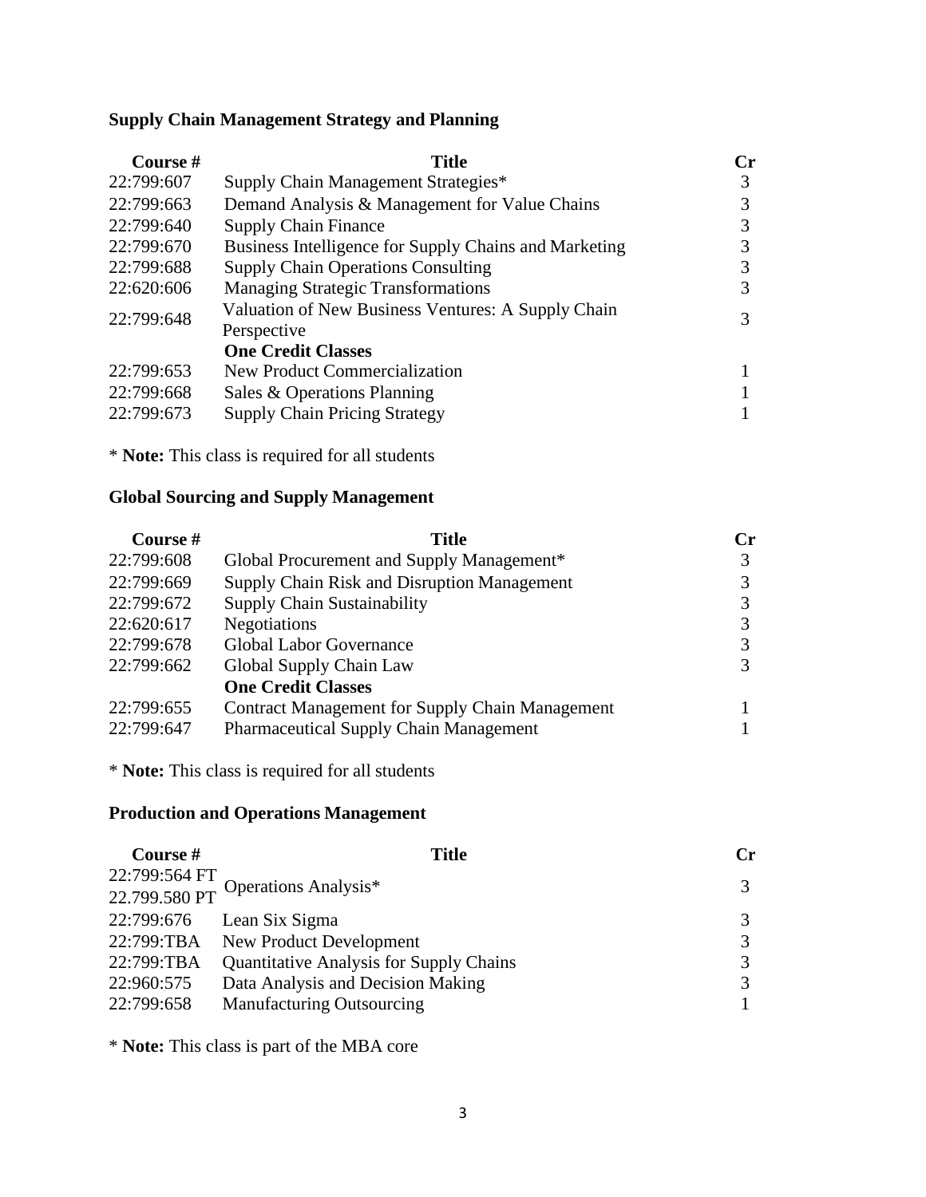**Supply Chain Management Strategy and Planning**

| Course # | Title | Cr |
|---|---|---|
| 22:799:607 | Supply Chain Management Strategies* | 3 |
| 22:799:663 | Demand Analysis & Management for Value Chains | 3 |
| 22:799:640 | Supply Chain Finance | 3 |
| 22:799:670 | Business Intelligence for Supply Chains and Marketing | 3 |
| 22:799:688 | Supply Chain Operations Consulting | 3 |
| 22:620:606 | Managing Strategic Transformations | 3 |
| 22:799:648 | Valuation of New Business Ventures: A Supply Chain Perspective | 3 |
| | **One Credit Classes** | |
| 22:799:653 | New Product Commercialization | 1 |
| 22:799:668 | Sales & Operations Planning | 1 |
| 22:799:673 | Supply Chain Pricing Strategy | 1 |

* **Note:** This class is required for all students

**Global Sourcing and Supply Management**

| Course # | Title | Cr |
|---|---|---|
| 22:799:608 | Global Procurement and Supply Management* | 3 |
| 22:799:669 | Supply Chain Risk and Disruption Management | 3 |
| 22:799:672 | Supply Chain Sustainability | 3 |
| 22:620:617 | Negotiations | 3 |
| 22:799:678 | Global Labor Governance | 3 |
| 22:799:662 | Global Supply Chain Law | 3 |
| | **One Credit Classes** | |
| 22:799:655 | Contract Management for Supply Chain Management | 1 |
| 22:799:647 | Pharmaceutical Supply Chain Management | 1 |

* **Note:** This class is required for all students

**Production and Operations Management**

| Course # | Title | Cr |
|---|---|---|
| 22:799:564 FT<br>22.799.580 PT | Operations Analysis* | 3 |
| 22:799:676 | Lean Six Sigma | 3 |
| 22:799:TBA | New Product Development | 3 |
| 22:799:TBA | Quantitative Analysis for Supply Chains | 3 |
| 22:960:575 | Data Analysis and Decision Making | 3 |
| 22:799:658 | Manufacturing Outsourcing | 1 |

* **Note:** This class is part of the MBA core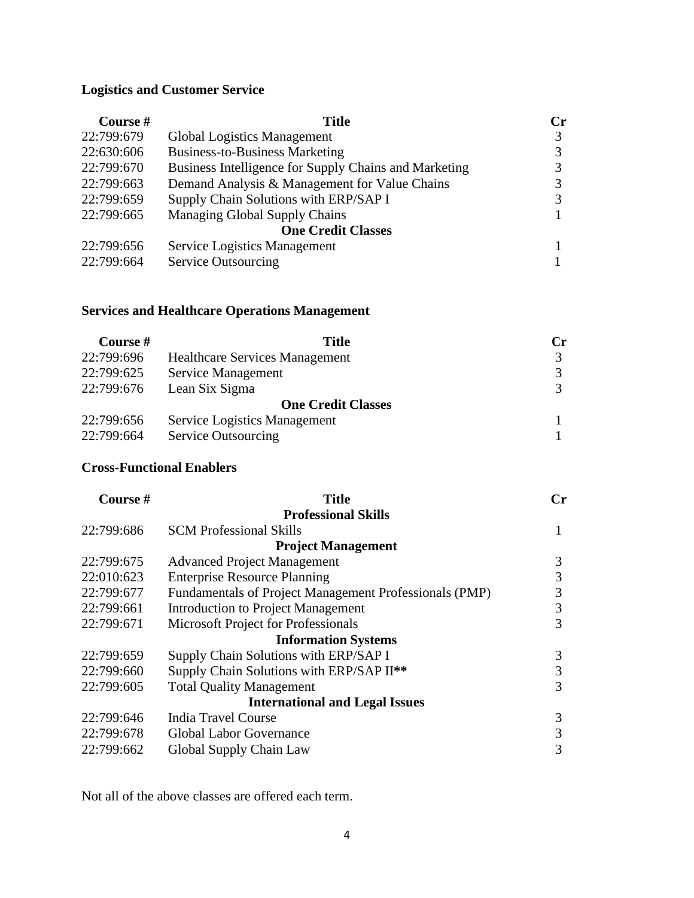**Logistics and Customer Service**

| Course # | Title | Cr |
|---|---|---|
| 22:799:679 | Global Logistics Management | 3 |
| 22:630:606 | Business-to-Business Marketing | 3 |
| 22:799:670 | Business Intelligence for Supply Chains and Marketing | 3 |
| 22:799:663 | Demand Analysis & Management for Value Chains | 3 |
| 22:799:659 | Supply Chain Solutions with ERP/SAP I | 3 |
| 22:799:665 | Managing Global Supply Chains | 1 |
| | **One Credit Classes** | |
| 22:799:656 | Service Logistics Management | 1 |
| 22:799:664 | Service Outsourcing | 1 |

**Services and Healthcare Operations Management**

| Course # | Title | Cr |
|---|---|---|
| 22:799:696 | Healthcare Services Management | 3 |
| 22:799:625 | Service Management | 3 |
| 22:799:676 | Lean Six Sigma | 3 |
| | **One Credit Classes** | |
| 22:799:656 | Service Logistics Management | 1 |
| 22:799:664 | Service Outsourcing | 1 |

**Cross-Functional Enablers**

| Course # | Title | Cr |
|---|---|---|
| | **Professional Skills** | |
| 22:799:686 | SCM Professional Skills | 1 |
| | **Project Management** | |
| 22:799:675 | Advanced Project Management | 3 |
| 22:010:623 | Enterprise Resource Planning | 3 |
| 22:799:677 | Fundamentals of Project Management Professionals (PMP) | 3 |
| 22:799:661 | Introduction to Project Management | 3 |
| 22:799:671 | Microsoft Project for Professionals | 3 |
| | **Information Systems** | |
| 22:799:659 | Supply Chain Solutions with ERP/SAP I | 3 |
| 22:799:660 | Supply Chain Solutions with ERP/SAP II** | 3 |
| 22:799:605 | Total Quality Management | 3 |
| | **International and Legal Issues** | |
| 22:799:646 | India Travel Course | 3 |
| 22:799:678 | Global Labor Governance | 3 |
| 22:799:662 | Global Supply Chain Law | 3 |

Not all of the above classes are offered each term.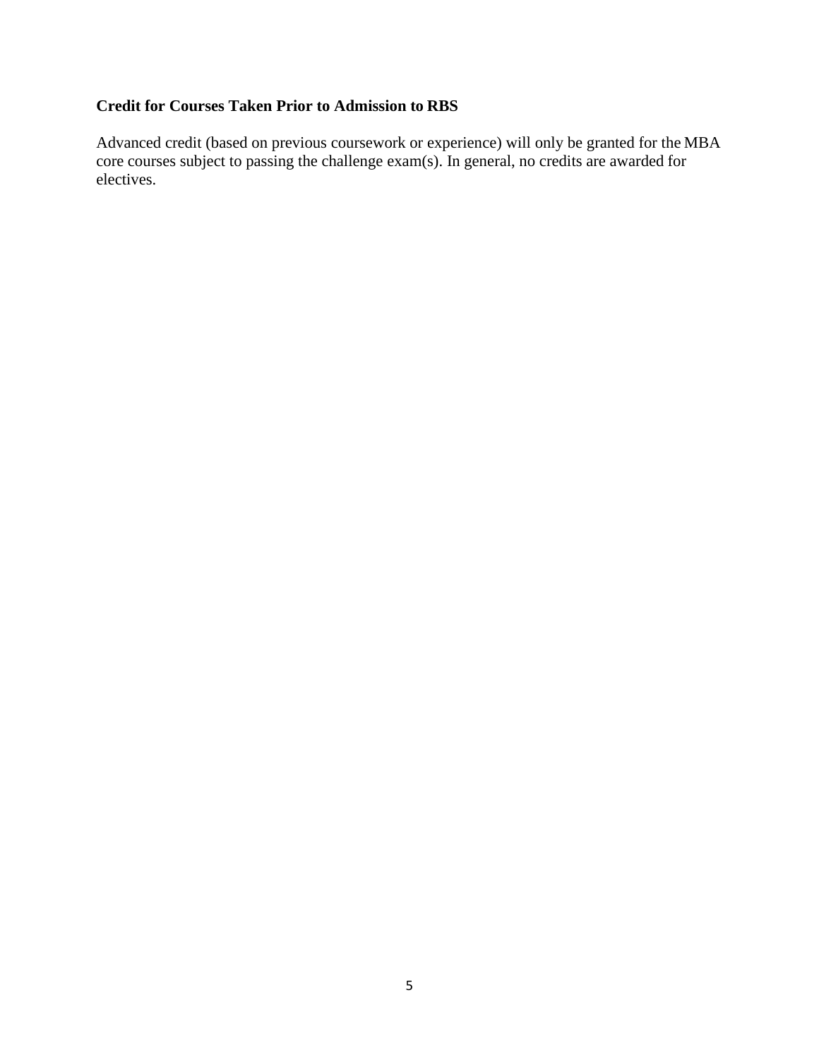**Credit for Courses Taken Prior to Admission to RBS**

Advanced credit (based on previous coursework or experience) will only be granted for the MBA core courses subject to passing the challenge exam(s). In general, no credits are awarded for electives.